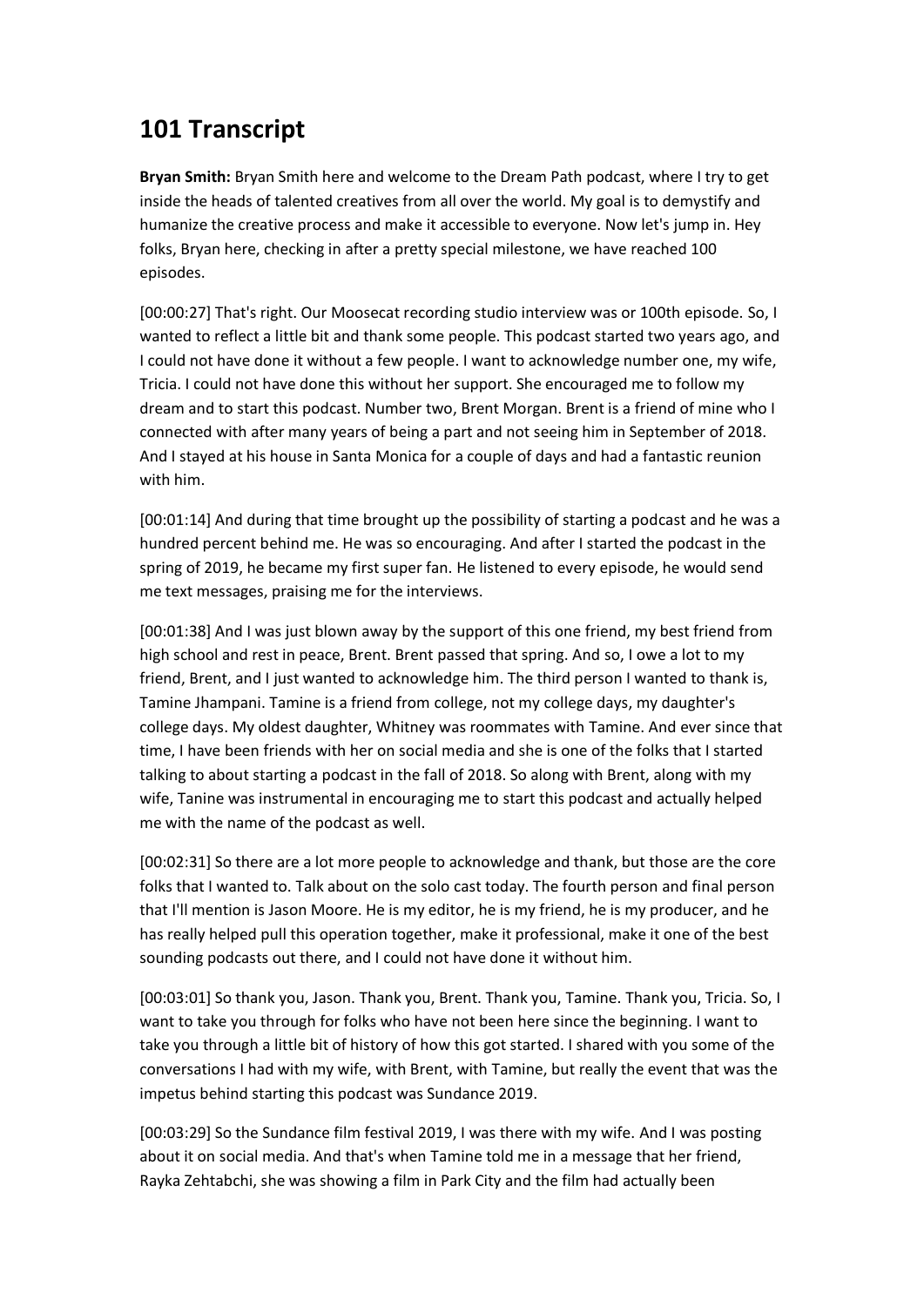# 101 Transcript

**Bryan Smith:** Bryan Smith here and welcome to the Dream Path podcast, where I try to get inside the heads of talented creatives from all over the world. My goal is to demystify and humanize the creative process and make it accessible to everyone. Now let's jump in. Hey folks, Bryan here, checking in after a pretty special milestone, we have reached 100 episodes.

[00:00:27] That's right. Our Moosecat recording studio interview was or 100th episode. So, I wanted to reflect a little bit and thank some people. This podcast started two years ago, and I could not have done it without a few people. I want to acknowledge number one, my wife, Tricia. I could not have done this without her support. She encouraged me to follow my dream and to start this podcast. Number two, Brent Morgan. Brent is a friend of mine who I connected with after many years of being a part and not seeing him in September of 2018. And I stayed at his house in Santa Monica for a couple of days and had a fantastic reunion with him.

[00:01:14] And during that time brought up the possibility of starting a podcast and he was a hundred percent behind me. He was so encouraging. And after I started the podcast in the spring of 2019, he became my first super fan. He listened to every episode, he would send me text messages, praising me for the interviews.

[00:01:38] And I was just blown away by the support of this one friend, my best friend from high school and rest in peace, Brent. Brent passed that spring. And so, I owe a lot to my friend, Brent, and I just wanted to acknowledge him. The third person I wanted to thank is, Tamine Jhampani. Tamine is a friend from college, not my college days, my daughter's college days. My oldest daughter, Whitney was roommates with Tamine. And ever since that time, I have been friends with her on social media and she is one of the folks that I started talking to about starting a podcast in the fall of 2018. So along with Brent, along with my wife, Tanine was instrumental in encouraging me to start this podcast and actually helped me with the name of the podcast as well.

[00:02:31] So there are a lot more people to acknowledge and thank, but those are the core folks that I wanted to. Talk about on the solo cast today. The fourth person and final person that I'll mention is Jason Moore. He is my editor, he is my friend, he is my producer, and he has really helped pull this operation together, make it professional, make it one of the best sounding podcasts out there, and I could not have done it without him.

[00:03:01] So thank you, Jason. Thank you, Brent. Thank you, Tamine. Thank you, Tricia. So, I want to take you through for folks who have not been here since the beginning. I want to take you through a little bit of history of how this got started. I shared with you some of the conversations I had with my wife, with Brent, with Tamine, but really the event that was the impetus behind starting this podcast was Sundance 2019.

[00:03:29] So the Sundance film festival 2019, I was there with my wife. And I was posting about it on social media. And that's when Tamine told me in a message that her friend, Rayka Zehtabchi, she was showing a film in Park City and the film had actually been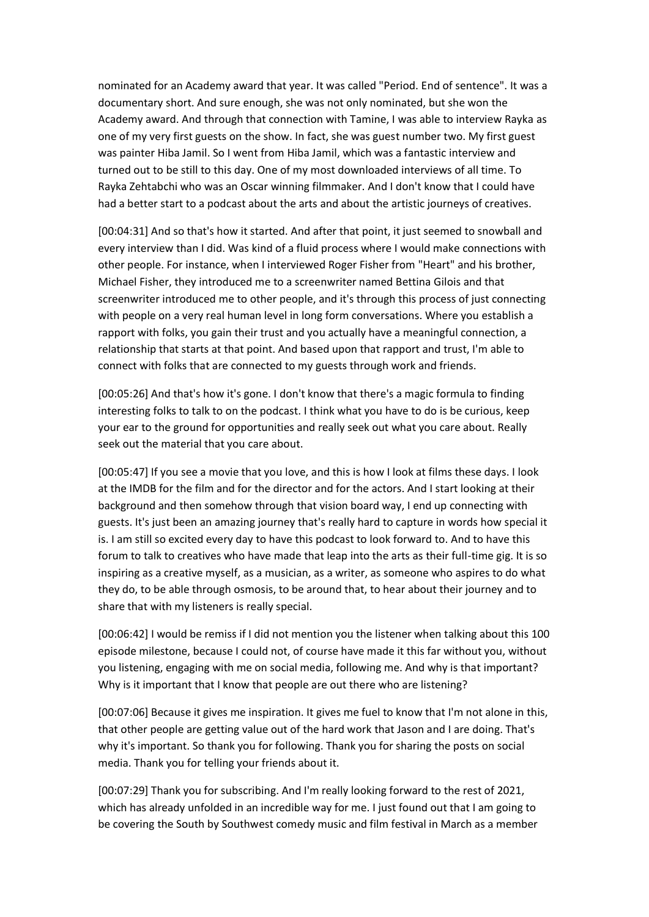nominated for an Academy award that year. It was called "Period. End of sentence". It was a documentary short. And sure enough, she was not only nominated, but she won the Academy award. And through that connection with Tamine, I was able to interview Rayka as one of my very first guests on the show. In fact, she was guest number two. My first guest was painter Hiba Jamil. So I went from Hiba Jamil, which was a fantastic interview and turned out to be still to this day. One of my most downloaded interviews of all time. To Rayka Zehtabchi who was an Oscar winning filmmaker. And I don't know that I could have had a better start to a podcast about the arts and about the artistic journeys of creatives.

[00:04:31] And so that's how it started. And after that point, it just seemed to snowball and every interview than I did. Was kind of a fluid process where I would make connections with other people. For instance, when I interviewed Roger Fisher from "Heart" and his brother, Michael Fisher, they introduced me to a screenwriter named Bettina Gilois and that screenwriter introduced me to other people, and it's through this process of just connecting with people on a very real human level in long form conversations. Where you establish a rapport with folks, you gain their trust and you actually have a meaningful connection, a relationship that starts at that point. And based upon that rapport and trust, I'm able to connect with folks that are connected to my guests through work and friends.

[00:05:26] And that's how it's gone. I don't know that there's a magic formula to finding interesting folks to talk to on the podcast. I think what you have to do is be curious, keep your ear to the ground for opportunities and really seek out what you care about. Really seek out the material that you care about.

[00:05:47] If you see a movie that you love, and this is how I look at films these days. I look at the IMDB for the film and for the director and for the actors. And I start looking at their background and then somehow through that vision board way, I end up connecting with guests. It's just been an amazing journey that's really hard to capture in words how special it is. I am still so excited every day to have this podcast to look forward to. And to have this forum to talk to creatives who have made that leap into the arts as their full-time gig. It is so inspiring as a creative myself, as a musician, as a writer, as someone who aspires to do what they do, to be able through osmosis, to be around that, to hear about their journey and to share that with my listeners is really special.

[00:06:42] I would be remiss if I did not mention you the listener when talking about this 100 episode milestone, because I could not, of course have made it this far without you, without you listening, engaging with me on social media, following me. And why is that important? Why is it important that I know that people are out there who are listening?

[00:07:06] Because it gives me inspiration. It gives me fuel to know that I'm not alone in this, that other people are getting value out of the hard work that Jason and I are doing. That's why it's important. So thank you for following. Thank you for sharing the posts on social media. Thank you for telling your friends about it.

[00:07:29] Thank you for subscribing. And I'm really looking forward to the rest of 2021, which has already unfolded in an incredible way for me. I just found out that I am going to be covering the South by Southwest comedy music and film festival in March as a member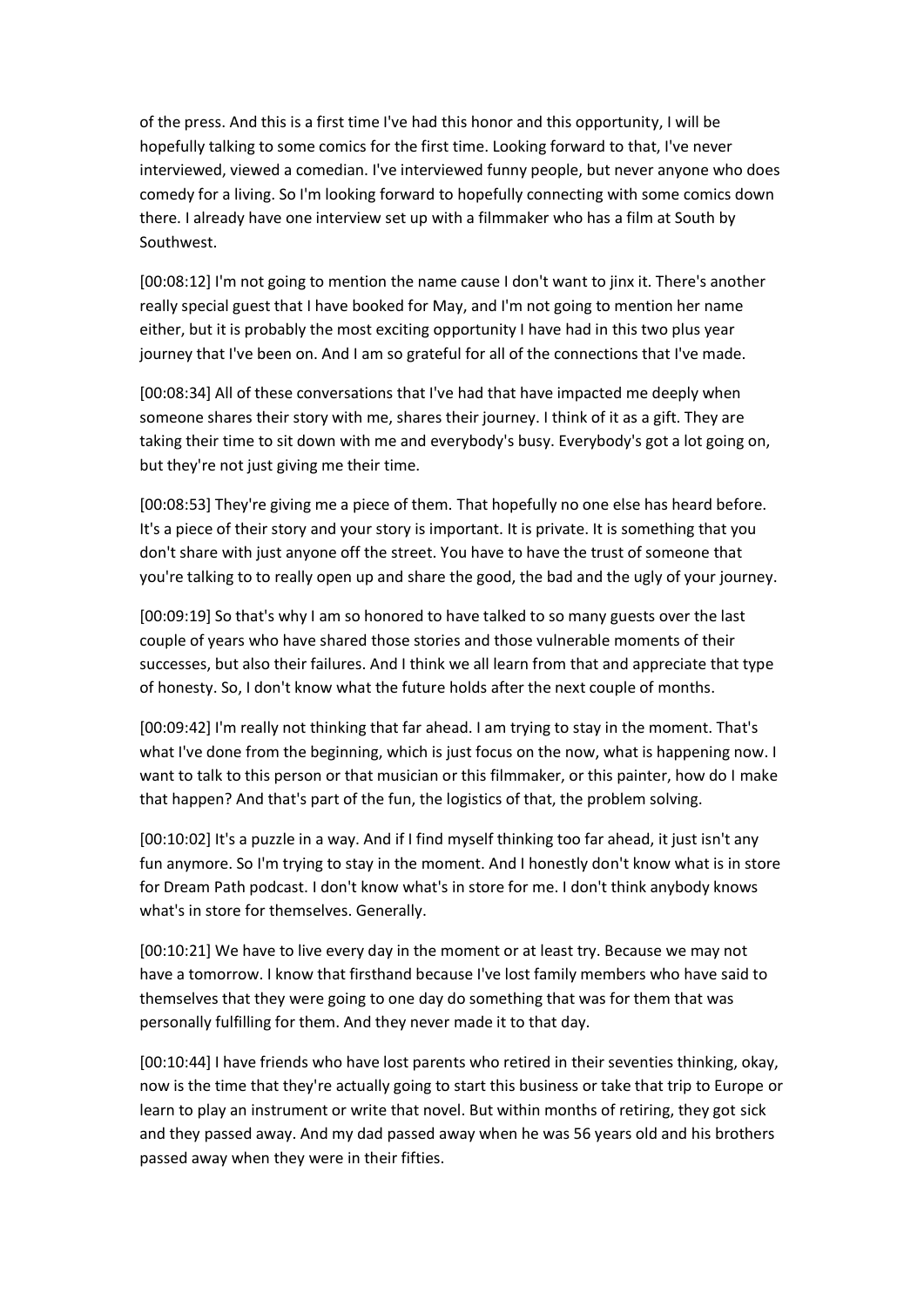of the press. And this is a first time I've had this honor and this opportunity, I will be hopefully talking to some comics for the first time. Looking forward to that, I've never interviewed, viewed a comedian. I've interviewed funny people, but never anyone who does comedy for a living. So I'm looking forward to hopefully connecting with some comics down there. I already have one interview set up with a filmmaker who has a film at South by Southwest.

[00:08:12] I'm not going to mention the name cause I don't want to jinx it. There's another really special guest that I have booked for May, and I'm not going to mention her name either, but it is probably the most exciting opportunity I have had in this two plus year journey that I've been on. And I am so grateful for all of the connections that I've made.

[00:08:34] All of these conversations that I've had that have impacted me deeply when someone shares their story with me, shares their journey. I think of it as a gift. They are taking their time to sit down with me and everybody's busy. Everybody's got a lot going on, but they're not just giving me their time.

[00:08:53] They're giving me a piece of them. That hopefully no one else has heard before. It's a piece of their story and your story is important. It is private. It is something that you don't share with just anyone off the street. You have to have the trust of someone that you're talking to to really open up and share the good, the bad and the ugly of your journey.

[00:09:19] So that's why I am so honored to have talked to so many guests over the last couple of years who have shared those stories and those vulnerable moments of their successes, but also their failures. And I think we all learn from that and appreciate that type of honesty. So, I don't know what the future holds after the next couple of months.

[00:09:42] I'm really not thinking that far ahead. I am trying to stay in the moment. That's what I've done from the beginning, which is just focus on the now, what is happening now. I want to talk to this person or that musician or this filmmaker, or this painter, how do I make that happen? And that's part of the fun, the logistics of that, the problem solving.

[00:10:02] It's a puzzle in a way. And if I find myself thinking too far ahead, it just isn't any fun anymore. So I'm trying to stay in the moment. And I honestly don't know what is in store for Dream Path podcast. I don't know what's in store for me. I don't think anybody knows what's in store for themselves. Generally.

[00:10:21] We have to live every day in the moment or at least try. Because we may not have a tomorrow. I know that firsthand because I've lost family members who have said to themselves that they were going to one day do something that was for them that was personally fulfilling for them. And they never made it to that day.

[00:10:44] I have friends who have lost parents who retired in their seventies thinking, okay, now is the time that they're actually going to start this business or take that trip to Europe or learn to play an instrument or write that novel. But within months of retiring, they got sick and they passed away. And my dad passed away when he was 56 years old and his brothers passed away when they were in their fifties.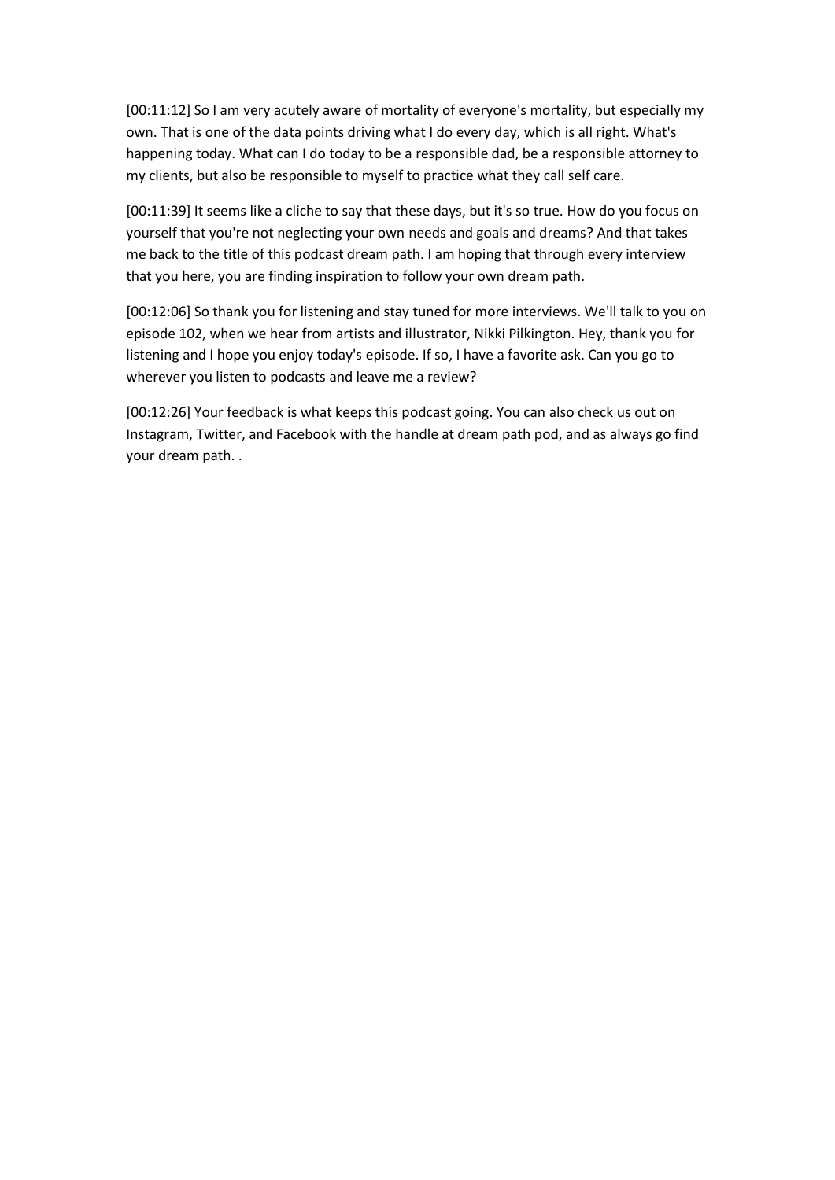[00:11:12] So I am very acutely aware of mortality of everyone's mortality, but especially my own. That is one of the data points driving what I do every day, which is all right. What's happening today. What can I do today to be a responsible dad, be a responsible attorney to my clients, but also be responsible to myself to practice what they call self care.

[00:11:39] It seems like a cliche to say that these days, but it's so true. How do you focus on yourself that you're not neglecting your own needs and goals and dreams? And that takes me back to the title of this podcast dream path. I am hoping that through every interview that you here, you are finding inspiration to follow your own dream path.

[00:12:06] So thank you for listening and stay tuned for more interviews. We'll talk to you on episode 102, when we hear from artists and illustrator, Nikki Pilkington. Hey, thank you for listening and I hope you enjoy today's episode. If so, I have a favorite ask. Can you go to wherever you listen to podcasts and leave me a review?

[00:12:26] Your feedback is what keeps this podcast going. You can also check us out on Instagram, Twitter, and Facebook with the handle at dream path pod, and as always go find your dream path. .